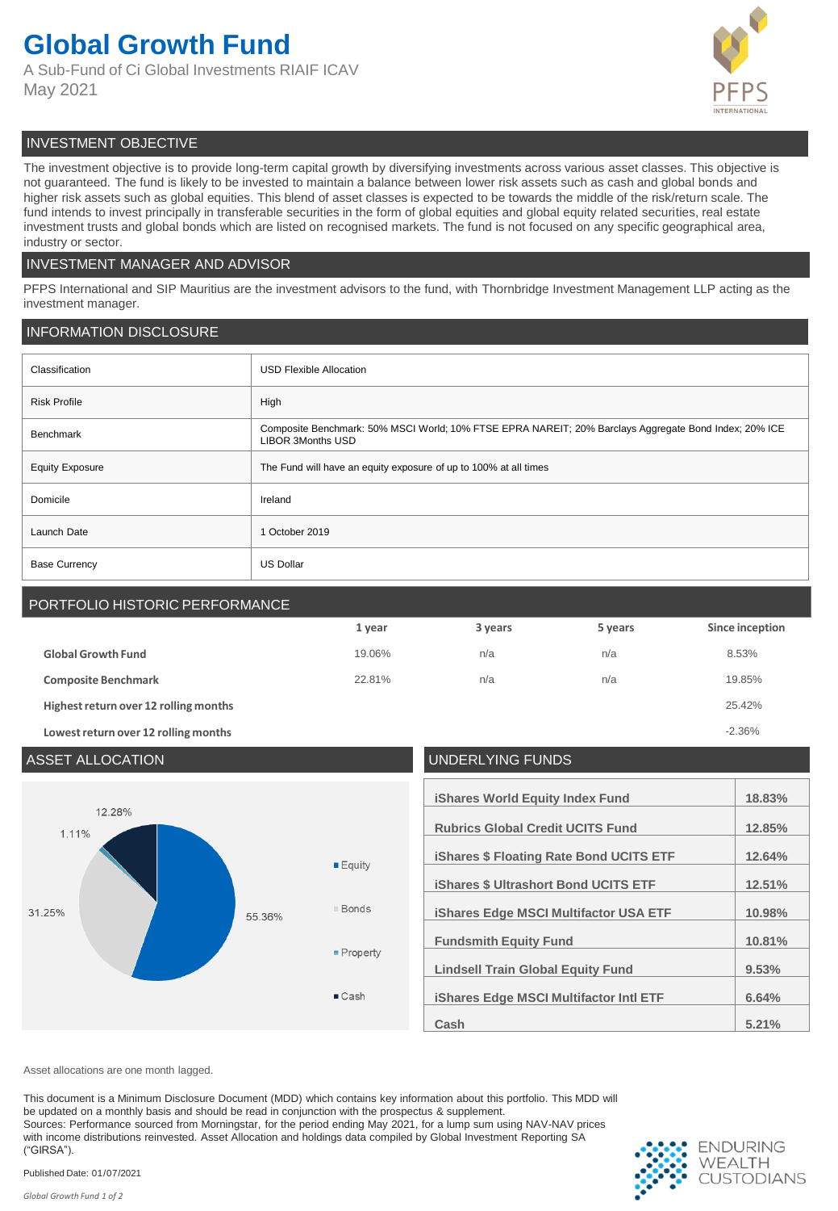# Global Growth Fund

A Sub-Fund of Ci Global Investments RIAIF ICAV
May 2021

## INVESTMENT OBJECTIVE

The investment objective is to provide long-term capital growth by diversifying investments across various asset classes. This objective is not guaranteed. The fund is likely to be invested to maintain a balance between lower risk assets such as cash and global bonds and higher risk assets such as global equities. This blend of asset classes is expected to be towards the middle of the risk/return scale. The fund intends to invest principally in transferable securities in the form of global equities and global equity related securities, real estate investment trusts and global bonds which are listed on recognised markets. The fund is not focused on any specific geographical area, industry or sector.

## INVESTMENT MANAGER AND ADVISOR

PFPS International and SIP Mauritius are the investment advisors to the fund, with Thornbridge Investment Management LLP acting as the investment manager.

## INFORMATION DISCLOSURE

| | |
|---|---|
| Classification | USD Flexible Allocation |
| Risk Profile | High |
| Benchmark | Composite Benchmark: 50% MSCI World; 10% FTSE EPRA NAREIT; 20% Barclays Aggregate Bond Index; 20% ICE LIBOR 3Months USD |
| Equity Exposure | The Fund will have an equity exposure of up to 100% at all times |
| Domicile | Ireland |
| Launch Date | 1 October 2019 |
| Base Currency | US Dollar |

## PORTFOLIO HISTORIC PERFORMANCE

| | 1 year | 3 years | 5 years | Since inception |
|---|---|---|---|---|
| **Global Growth Fund** | 19.06% | n/a | n/a | 8.53% |
| **Composite Benchmark** | 22.81% | n/a | n/a | 19.85% |
| **Highest return over 12 rolling months** | | | | 25.42% |
| **Lowest return over 12 rolling months** | | | | -2.36% |

## ASSET ALLOCATION

| Asset | Allocation |
|---|---|
| Equity | 55.36% |
| Bonds | 31.25% |
| Property | 1.11% |
| Cash | 12.28% |

## UNDERLYING FUNDS

| | |
|---|---|
| iShares World Equity Index Fund | 18.83% |
| Rubrics Global Credit UCITS Fund | 12.85% |
| iShares $ Floating Rate Bond UCITS ETF | 12.64% |
| iShares $ Ultrashort Bond UCITS ETF | 12.51% |
| iShares Edge MSCI Multifactor USA ETF | 10.98% |
| Fundsmith Equity Fund | 10.81% |
| Lindsell Train Global Equity Fund | 9.53% |
| iShares Edge MSCI Multifactor Intl ETF | 6.64% |
| Cash | 5.21% |

Asset allocations are one month lagged.

This document is a Minimum Disclosure Document (MDD) which contains key information about this portfolio. This MDD will be updated on a monthly basis and should be read in conjunction with the prospectus & supplement.
Sources: Performance sourced from Morningstar, for the period ending May 2021, for a lump sum using NAV-NAV prices with income distributions reinvested. Asset Allocation and holdings data compiled by Global Investment Reporting SA ("GIRSA").

Published Date: 01/07/2021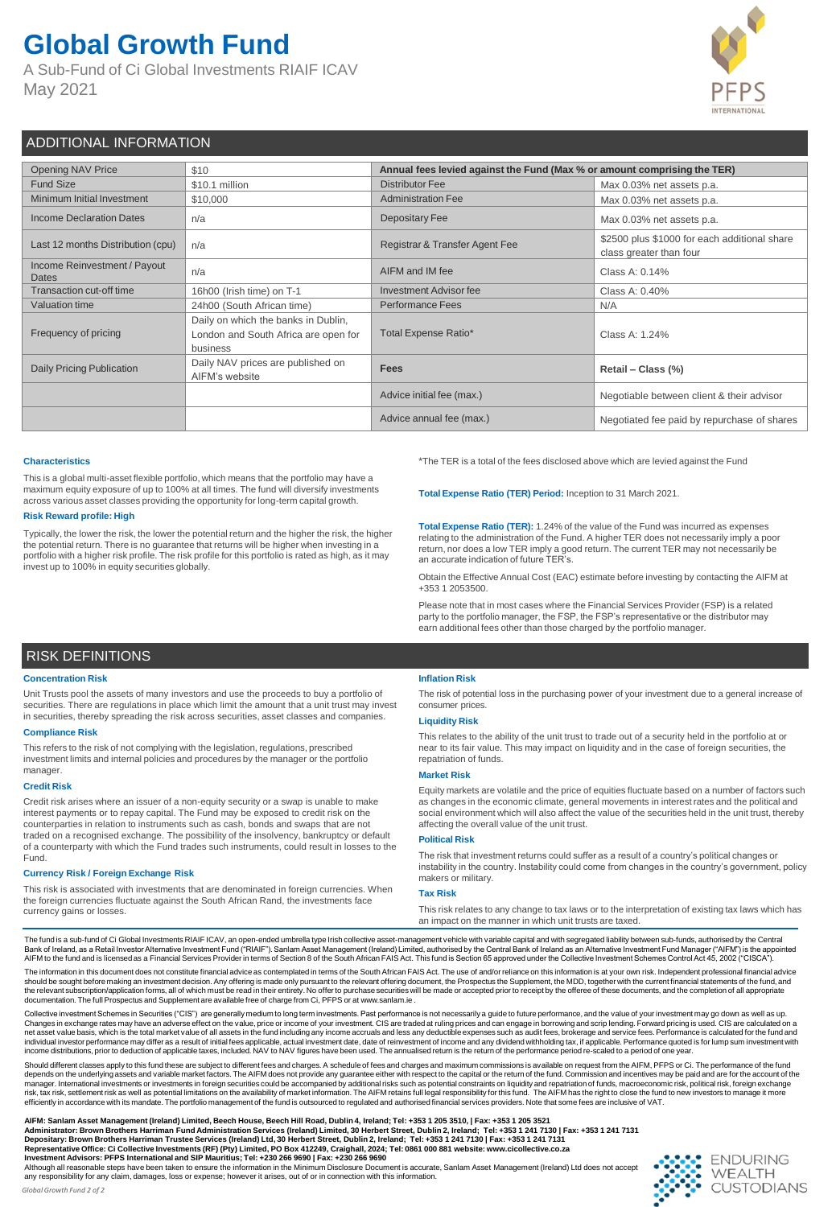# Global Growth Fund

A Sub-Fund of Ci Global Investments RIAIF ICAV
May 2021

## ADDITIONAL INFORMATION

| | | | |
|---|---|---|---|
| Opening NAV Price | $10 | **Annual fees levied against the Fund (Max % or amount comprising the TER)** | |
| Fund Size | $10.1 million | Distributor Fee | Max 0.03% net assets p.a. |
| Minimum Initial Investment | $10,000 | Administration Fee | Max 0.03% net assets p.a. |
| Income Declaration Dates | n/a | Depositary Fee | Max 0.03% net assets p.a. |
| Last 12 months Distribution (cpu) | n/a | Registrar & Transfer Agent Fee | $2500 plus $1000 for each additional share class greater than four |
| Income Reinvestment / Payout Dates | n/a | AIFM and IM fee | Class A: 0.14% |
| Transaction cut-off time | 16h00 (Irish time) on T-1 | Investment Advisor fee | Class A: 0.40% |
| Valuation time | 24h00 (South African time) | Performance Fees | N/A |
| Frequency of pricing | Daily on which the banks in Dublin, London and South Africa are open for business | Total Expense Ratio* | Class A: 1.24% |
| Daily Pricing Publication | Daily NAV prices are published on AIFM's website | **Fees** | **Retail – Class (%)** |
| | | Advice initial fee (max.) | Negotiable between client & their advisor |
| | | Advice annual fee (max.) | Negotiated fee paid by repurchase of shares |

### Characteristics

This is a global multi-asset flexible portfolio, which means that the portfolio may have a maximum equity exposure of up to 100% at all times. The fund will diversify investments across various asset classes providing the opportunity for long-term capital growth.

### Risk Reward profile: High

Typically, the lower the risk, the lower the potential return and the higher the risk, the higher the potential return. There is no guarantee that returns will be higher when investing in a portfolio with a higher risk profile. The risk profile for this portfolio is rated as high, as it may invest up to 100% in equity securities globally.

*The TER is a total of the fees disclosed above which are levied against the Fund

**Total Expense Ratio (TER) Period:** Inception to 31 March 2021.

**Total Expense Ratio (TER):** 1.24% of the value of the Fund was incurred as expenses relating to the administration of the Fund. A higher TER does not necessarily imply a poor return, nor does a low TER imply a good return. The current TER may not necessarily be an accurate indication of future TER's.

Obtain the Effective Annual Cost (EAC) estimate before investing by contacting the AIFM at +353 1 2053500.

Please note that in most cases where the Financial Services Provider (FSP) is a related party to the portfolio manager, the FSP, the FSP's representative or the distributor may earn additional fees other than those charged by the portfolio manager.

## RISK DEFINITIONS

### Concentration Risk

Unit Trusts pool the assets of many investors and use the proceeds to buy a portfolio of securities. There are regulations in place which limit the amount that a unit trust may invest in securities, thereby spreading the risk across securities, asset classes and companies.

### Compliance Risk

This refers to the risk of not complying with the legislation, regulations, prescribed investment limits and internal policies and procedures by the manager or the portfolio manager.

### Credit Risk

Credit risk arises where an issuer of a non-equity security or a swap is unable to make interest payments or to repay capital. The Fund may be exposed to credit risk on the counterparties in relation to instruments such as cash, bonds and swaps that are not traded on a recognised exchange. The possibility of the insolvency, bankruptcy or default of a counterparty with which the Fund trades such instruments, could result in losses to the Fund.

### Currency Risk / Foreign Exchange Risk

This risk is associated with investments that are denominated in foreign currencies. When the foreign currencies fluctuate against the South African Rand, the investments face currency gains or losses.

### Inflation Risk

The risk of potential loss in the purchasing power of your investment due to a general increase of consumer prices.

### Liquidity Risk

This relates to the ability of the unit trust to trade out of a security held in the portfolio at or near to its fair value. This may impact on liquidity and in the case of foreign securities, the repatriation of funds.

### Market Risk

Equity markets are volatile and the price of equities fluctuate based on a number of factors such as changes in the economic climate, general movements in interest rates and the political and social environment which will also affect the value of the securities held in the unit trust, thereby affecting the overall value of the unit trust.

### Political Risk

The risk that investment returns could suffer as a result of a country's political changes or instability in the country. Instability could come from changes in the country's government, policy makers or military.

### Tax Risk

This risk relates to any change to tax laws or to the interpretation of existing tax laws which has an impact on the manner in which unit trusts are taxed.

The fund is a sub-fund of Ci Global Investments RIAIF ICAV, an open-ended umbrella type Irish collective asset-management vehicle with variable capital and with segregated liability between sub-funds, authorised by the Central Bank of Ireland, as a Retail Investor Alternative Investment Fund ("RIAIF"). Sanlam Asset Management (Ireland) Limited, authorised by the Central Bank of Ireland as an Alternative Investment Fund Manager ("AIFM") is the appointed AIFM to the fund and is licensed as a Financial Services Provider in terms of Section 8 of the South African FAIS Act. This fund is Section 65 approved under the Collective Investment Schemes Control Act 45, 2002 ("CISCA").

The information in this document does not constitute financial advice as contemplated in terms of the South African FAIS Act. The use of and/or reliance on this information is at your own risk. Independent professional financial advice should be sought before making an investment decision. Any offering is made only pursuant to the relevant offering document, the Prospectus the Supplement, the MDD, together with the current financial statements of the fund, and the relevant subscription/application forms, all of which must be read in their entirety. No offer to purchase securities will be made or accepted prior to receipt by the offeree of these documents, and the completion of all appropriate documentation. The full Prospectus and Supplement are available free of charge from Ci, PFPS or at www.sanlam.ie .

Collective investment Schemes in Securities ("CIS") are generally medium to long term investments. Past performance is not necessarily a guide to future performance, and the value of your investment may go down as well as up. Changes in exchange rates may have an adverse effect on the value, price or income of your investment. CIS are traded at ruling prices and can engage in borrowing and scrip lending. Forward pricing is used. CIS are calculated on a net asset value basis, which is the total market value of all assets in the fund including any income accruals and less any deductible expenses such as audit fees, brokerage and service fees. Performance is calculated for the fund and individual investor performance may differ as a result of initial fees applicable, actual investment date, date of reinvestment of income and any dividend withholding tax, if applicable. Performance quoted is for lump sum investment with income distributions, prior to deduction of applicable taxes, included. NAV to NAV figures have been used. The annualised return is the return of the performance period re-scaled to a period of one year.

Should different classes apply to this fund these are subject to different fees and charges. A schedule of fees and charges and maximum commissions is available on request from the AIFM, PFPS or Ci. The performance of the fund depends on the underlying assets and variable market factors. The AIFM does not provide any guarantee either with respect to the capital or the return of the fund. Commission and incentives may be paid and are for the account of the manager. International investments or investments in foreign securities could be accompanied by additional risks such as potential constraints on liquidity and repatriation of funds, macroeconomic risk, political risk, foreign exchange risk, tax risk, settlement risk as well as potential limitations on the availability of market information. The AIFM retains full legal responsibility for this fund. The AIFM has the right to close the fund to new investors to manage it more efficiently in accordance with its mandate. The portfolio management of the fund is outsourced to regulated and authorised financial services providers. Note that some fees are inclusive of VAT.

**AIFM: Sanlam Asset Management (Ireland) Limited, Beech House, Beech Hill Road, Dublin 4, Ireland; Tel: +353 1 205 3510, | Fax: +353 1 205 3521**
**Administrator: Brown Brothers Harriman Fund Administration Services (Ireland) Limited, 30 Herbert Street, Dublin 2, Ireland; Tel: +353 1 241 7130 | Fax: +353 1 241 7131**
**Depositary: Brown Brothers Harriman Trustee Services (Ireland) Ltd, 30 Herbert Street, Dublin 2, Ireland; Tel: +353 1 241 7130 | Fax: +353 1 241 7131**
**Representative Office: Ci Collective Investments (RF) (Pty) Limited, PO Box 412249, Craighall, 2024; Tel: 0861 000 881 website: www.cicollective.co.za**
**Investment Advisors: PFPS International and SIP Mauritius; Tel: +230 266 9690 | Fax: +230 266 9690**
Although all reasonable steps have been taken to ensure the information in the Minimum Disclosure Document is accurate, Sanlam Asset Management (Ireland) Ltd does not accept any responsibility for any claim, damages, loss or expense; however it arises, out of or in connection with this information.